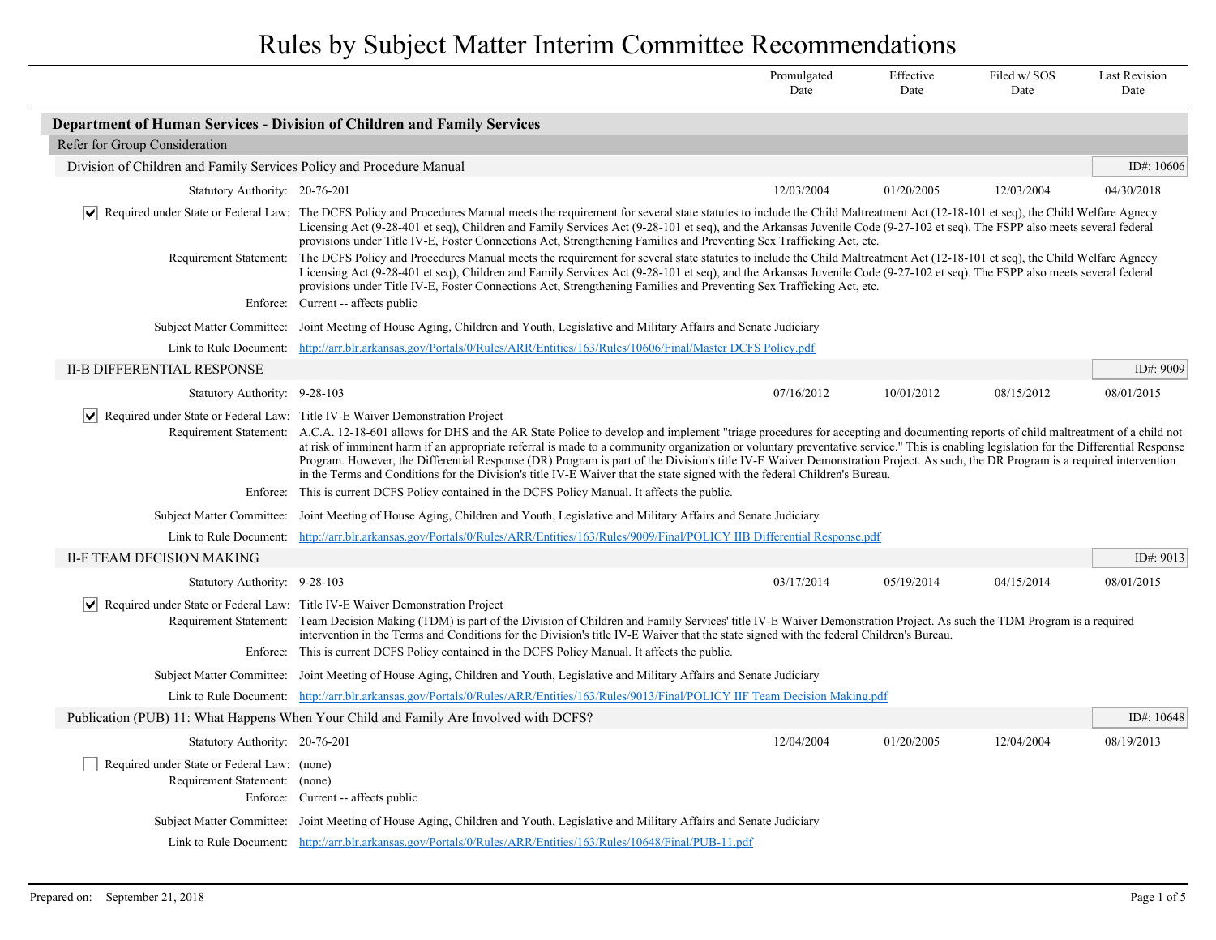# Rules by Subject Matter Interim Committee Recommendations

| | Promulgated Date | Effective Date | Filed w/ SOS Date | Last Revision Date |
|---|---|---|---|---|

## Department of Human Services - Division of Children and Family Services

### Refer for Group Consideration

#### Division of Children and Family Services Policy and Procedure Manual

ID#: 10606

| Statutory Authority: 20-76-201 | Promulgated Date | Effective Date | Filed w/ SOS Date | Last Revision Date |
|---|---|---|---|---|
| | 12/03/2004 | 01/20/2005 | 12/03/2004 | 04/30/2018 |

☑ **Required under State or Federal Law:** The DCFS Policy and Procedures Manual meets the requirement for several state statutes to include the Child Maltreatment Act (12-18-101 et seq), the Child Welfare Agecy Licensing Act (9-28-401 et seq), Children and Family Services Act (9-28-101 et seq), and the Arkansas Juvenile Code (9-27-102 et seq). The FSPP also meets several federal provisions under Title IV-E, Foster Connections Act, Strengthening Families and Preventing Sex Trafficking Act, etc.

**Requirement Statement:** The DCFS Policy and Procedures Manual meets the requirement for several state statutes to include the Child Maltreatment Act (12-18-101 et seq), the Child Welfare Agecy Licensing Act (9-28-401 et seq), Children and Family Services Act (9-28-101 et seq), and the Arkansas Juvenile Code (9-27-102 et seq). The FSPP also meets several federal provisions under Title IV-E, Foster Connections Act, Strengthening Families and Preventing Sex Trafficking Act, etc.

**Enforce:** Current -- affects public

**Subject Matter Committee:** Joint Meeting of House Aging, Children and Youth, Legislative and Military Affairs and Senate Judiciary

**Link to Rule Document:** http://arr.blr.arkansas.gov/Portals/0/Rules/ARR/Entities/163/Rules/10606/Final/Master DCFS Policy.pdf

#### II-B DIFFERENTIAL RESPONSE

ID#: 9009

| Statutory Authority: 9-28-103 | Promulgated Date | Effective Date | Filed w/ SOS Date | Last Revision Date |
|---|---|---|---|---|
| | 07/16/2012 | 10/01/2012 | 08/15/2012 | 08/01/2015 |

☑ **Required under State or Federal Law:** Title IV-E Waiver Demonstration Project

**Requirement Statement:** A.C.A. 12-18-601 allows for DHS and the AR State Police to develop and implement "triage procedures for accepting and documenting reports of child maltreatment of a child not at risk of imminent harm if an appropriate referral is made to a community organization or voluntary preventative service." This is enabling legislation for the Differential Response Program. However, the Differential Response (DR) Program is part of the Division's title IV-E Waiver Demonstration Project. As such, the DR Program is a required intervention in the Terms and Conditions for the Division's title IV-E Waiver that the state signed with the federal Children's Bureau.

**Enforce:** This is current DCFS Policy contained in the DCFS Policy Manual. It affects the public.

**Subject Matter Committee:** Joint Meeting of House Aging, Children and Youth, Legislative and Military Affairs and Senate Judiciary

**Link to Rule Document:** http://arr.blr.arkansas.gov/Portals/0/Rules/ARR/Entities/163/Rules/9009/Final/POLICY IIB Differential Response.pdf

#### II-F TEAM DECISION MAKING

ID#: 9013

| Statutory Authority: 9-28-103 | Promulgated Date | Effective Date | Filed w/ SOS Date | Last Revision Date |
|---|---|---|---|---|
| | 03/17/2014 | 05/19/2014 | 04/15/2014 | 08/01/2015 |

☑ **Required under State or Federal Law:** Title IV-E Waiver Demonstration Project

**Requirement Statement:** Team Decision Making (TDM) is part of the Division of Children and Family Services' title IV-E Waiver Demonstration Project. As such the TDM Program is a required intervention in the Terms and Conditions for the Division's title IV-E Waiver that the state signed with the federal Children's Bureau.

**Enforce:** This is current DCFS Policy contained in the DCFS Policy Manual. It affects the public.

**Subject Matter Committee:** Joint Meeting of House Aging, Children and Youth, Legislative and Military Affairs and Senate Judiciary

**Link to Rule Document:** http://arr.blr.arkansas.gov/Portals/0/Rules/ARR/Entities/163/Rules/9013/Final/POLICY IIF Team Decision Making.pdf

#### Publication (PUB) 11: What Happens When Your Child and Family Are Involved with DCFS?

ID#: 10648

| Statutory Authority: 20-76-201 | Promulgated Date | Effective Date | Filed w/ SOS Date | Last Revision Date |
|---|---|---|---|---|
| | 12/04/2004 | 01/20/2005 | 12/04/2004 | 08/19/2013 |

☐ **Required under State or Federal Law:** (none)

**Requirement Statement:** (none)

**Enforce:** Current -- affects public

**Subject Matter Committee:** Joint Meeting of House Aging, Children and Youth, Legislative and Military Affairs and Senate Judiciary

**Link to Rule Document:** http://arr.blr.arkansas.gov/Portals/0/Rules/ARR/Entities/163/Rules/10648/Final/PUB-11.pdf

Prepared on: September 21, 2018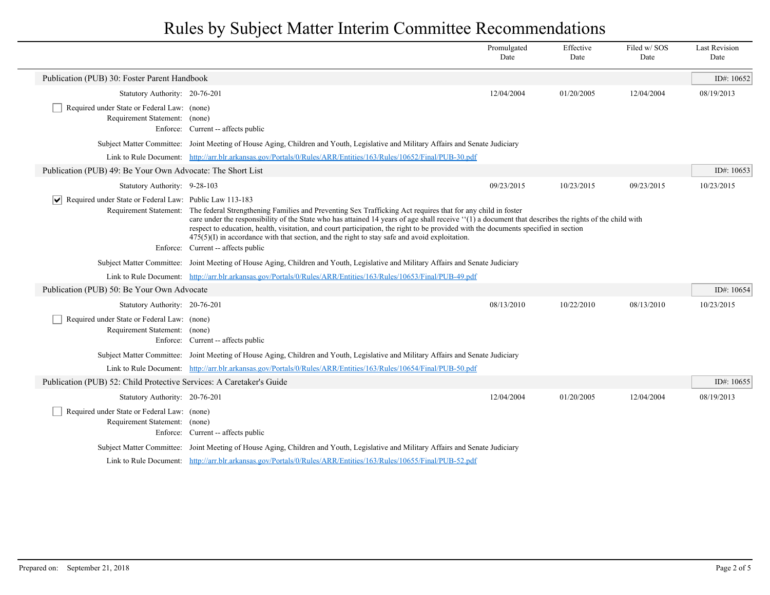# Rules by Subject Matter Interim Committee Recommendations

| | Promulgated Date | Effective Date | Filed w/ SOS Date | Last Revision Date |
|---|---|---|---|---|

## Publication (PUB) 30: Foster Parent Handbook

ID#: 10652

| | Promulgated Date | Effective Date | Filed w/ SOS Date | Last Revision Date |
|---|---|---|---|---|
| Statutory Authority: 20-76-201 | 12/04/2004 | 01/20/2005 | 12/04/2004 | 08/19/2013 |

- [ ] Required under State or Federal Law: (none)

Requirement Statement: (none)

Enforce: Current -- affects public

Subject Matter Committee: Joint Meeting of House Aging, Children and Youth, Legislative and Military Affairs and Senate Judiciary

Link to Rule Document: http://arr.blr.arkansas.gov/Portals/0/Rules/ARR/Entities/163/Rules/10652/Final/PUB-30.pdf

## Publication (PUB) 49: Be Your Own Advocate: The Short List

ID#: 10653

| | Promulgated Date | Effective Date | Filed w/ SOS Date | Last Revision Date |
|---|---|---|---|---|
| Statutory Authority: 9-28-103 | 09/23/2015 | 10/23/2015 | 09/23/2015 | 10/23/2015 |

- [x] Required under State or Federal Law: Public Law 113-183

Requirement Statement: The federal Strengthening Families and Preventing Sex Trafficking Act requires that for any child in foster care under the responsibility of the State who has attained 14 years of age shall receive ''(1) a document that describes the rights of the child with respect to education, health, visitation, and court participation, the right to be provided with the documents specified in section 475(5)(I) in accordance with that section, and the right to stay safe and avoid exploitation.

Enforce: Current -- affects public

Subject Matter Committee: Joint Meeting of House Aging, Children and Youth, Legislative and Military Affairs and Senate Judiciary

Link to Rule Document: http://arr.blr.arkansas.gov/Portals/0/Rules/ARR/Entities/163/Rules/10653/Final/PUB-49.pdf

## Publication (PUB) 50: Be Your Own Advocate

ID#: 10654

| | Promulgated Date | Effective Date | Filed w/ SOS Date | Last Revision Date |
|---|---|---|---|---|
| Statutory Authority: 20-76-201 | 08/13/2010 | 10/22/2010 | 08/13/2010 | 10/23/2015 |

- [ ] Required under State or Federal Law: (none)

Requirement Statement: (none)

Enforce: Current -- affects public

Subject Matter Committee: Joint Meeting of House Aging, Children and Youth, Legislative and Military Affairs and Senate Judiciary

Link to Rule Document: http://arr.blr.arkansas.gov/Portals/0/Rules/ARR/Entities/163/Rules/10654/Final/PUB-50.pdf

## Publication (PUB) 52: Child Protective Services: A Caretaker's Guide

ID#: 10655

| | Promulgated Date | Effective Date | Filed w/ SOS Date | Last Revision Date |
|---|---|---|---|---|
| Statutory Authority: 20-76-201 | 12/04/2004 | 01/20/2005 | 12/04/2004 | 08/19/2013 |

- [ ] Required under State or Federal Law: (none)

Requirement Statement: (none)

Enforce: Current -- affects public

Subject Matter Committee: Joint Meeting of House Aging, Children and Youth, Legislative and Military Affairs and Senate Judiciary

Link to Rule Document: http://arr.blr.arkansas.gov/Portals/0/Rules/ARR/Entities/163/Rules/10655/Final/PUB-52.pdf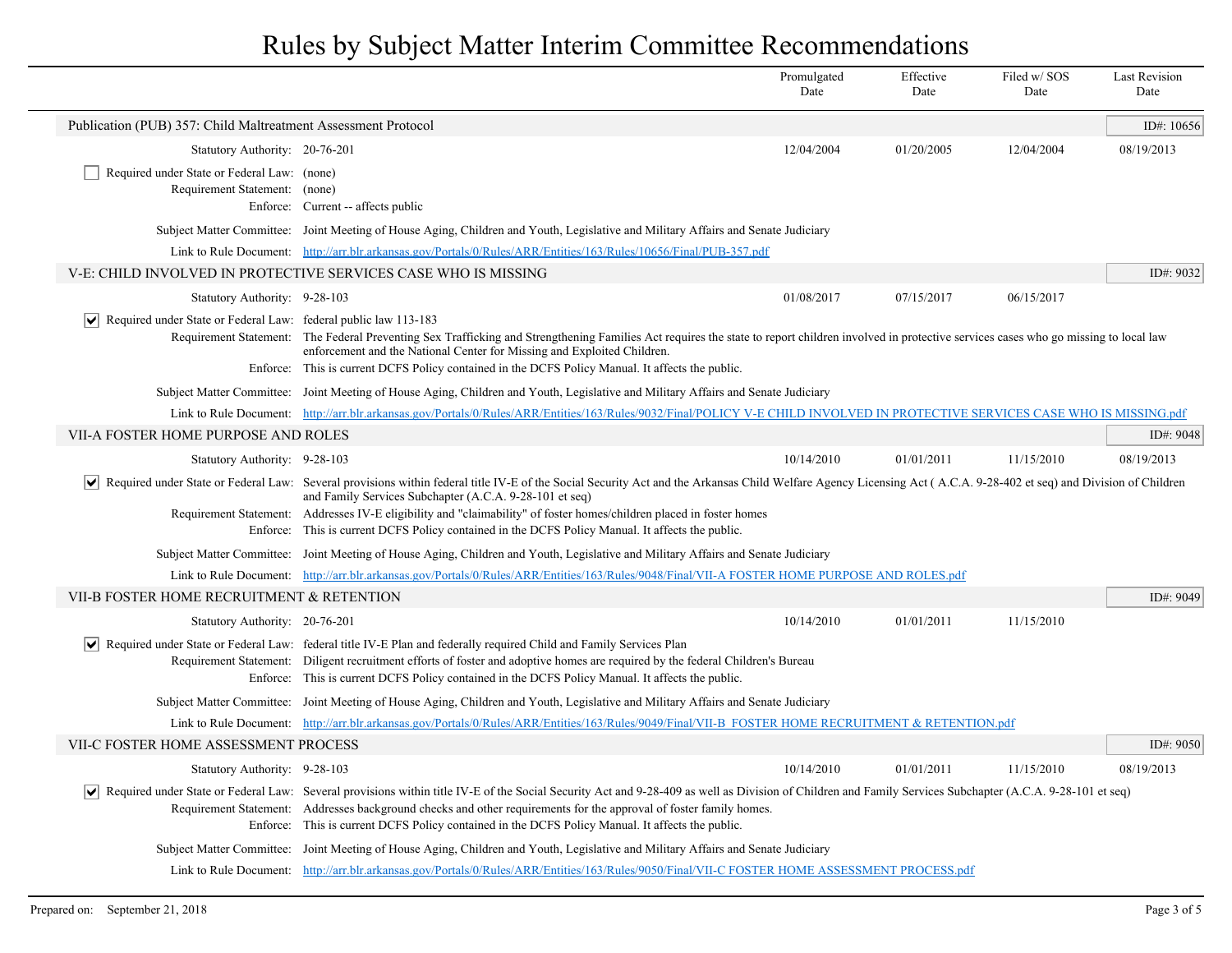# Rules by Subject Matter Interim Committee Recommendations

| | Promulgated Date | Effective Date | Filed w/ SOS Date | Last Revision Date |
|---|---|---|---|---|

## Publication (PUB) 357: Child Maltreatment Assessment Protocol

ID#: 10656

| | Promulgated Date | Effective Date | Filed w/ SOS Date | Last Revision Date |
|---|---|---|---|---|
| Statutory Authority: 20-76-201 | 12/04/2004 | 01/20/2005 | 12/04/2004 | 08/19/2013 |

- [ ] Required under State or Federal Law: (none)

Requirement Statement: (none)

Enforce: Current -- affects public

Subject Matter Committee: Joint Meeting of House Aging, Children and Youth, Legislative and Military Affairs and Senate Judiciary

Link to Rule Document: http://arr.blr.arkansas.gov/Portals/0/Rules/ARR/Entities/163/Rules/10656/Final/PUB-357.pdf

## V-E: CHILD INVOLVED IN PROTECTIVE SERVICES CASE WHO IS MISSING

ID#: 9032

| | Promulgated Date | Effective Date | Filed w/ SOS Date | Last Revision Date |
|---|---|---|---|---|
| Statutory Authority: 9-28-103 | 01/08/2017 | 07/15/2017 | 06/15/2017 | |

- [x] Required under State or Federal Law: federal public law 113-183

Requirement Statement: The Federal Preventing Sex Trafficking and Strengthening Families Act requires the state to report children involved in protective services cases who go missing to local law enforcement and the National Center for Missing and Exploited Children.

Enforce: This is current DCFS Policy contained in the DCFS Policy Manual. It affects the public.

Subject Matter Committee: Joint Meeting of House Aging, Children and Youth, Legislative and Military Affairs and Senate Judiciary

Link to Rule Document: http://arr.blr.arkansas.gov/Portals/0/Rules/ARR/Entities/163/Rules/9032/Final/POLICY V-E CHILD INVOLVED IN PROTECTIVE SERVICES CASE WHO IS MISSING.pdf

## VII-A FOSTER HOME PURPOSE AND ROLES

ID#: 9048

| | Promulgated Date | Effective Date | Filed w/ SOS Date | Last Revision Date |
|---|---|---|---|---|
| Statutory Authority: 9-28-103 | 10/14/2010 | 01/01/2011 | 11/15/2010 | 08/19/2013 |

- [x] Required under State or Federal Law: Several provisions within federal title IV-E of the Social Security Act and the Arkansas Child Welfare Agency Licensing Act ( A.C.A. 9-28-402 et seq) and Division of Children and Family Services Subchapter (A.C.A. 9-28-101 et seq)

Requirement Statement: Addresses IV-E eligibility and "claimability" of foster homes/children placed in foster homes

Enforce: This is current DCFS Policy contained in the DCFS Policy Manual. It affects the public.

Subject Matter Committee: Joint Meeting of House Aging, Children and Youth, Legislative and Military Affairs and Senate Judiciary

Link to Rule Document: http://arr.blr.arkansas.gov/Portals/0/Rules/ARR/Entities/163/Rules/9048/Final/VII-A FOSTER HOME PURPOSE AND ROLES.pdf

## VII-B FOSTER HOME RECRUITMENT & RETENTION

ID#: 9049

| | Promulgated Date | Effective Date | Filed w/ SOS Date | Last Revision Date |
|---|---|---|---|---|
| Statutory Authority: 20-76-201 | 10/14/2010 | 01/01/2011 | 11/15/2010 | |

- [x] Required under State or Federal Law: federal title IV-E Plan and federally required Child and Family Services Plan

Requirement Statement: Diligent recruitment efforts of foster and adoptive homes are required by the federal Children's Bureau

Enforce: This is current DCFS Policy contained in the DCFS Policy Manual. It affects the public.

Subject Matter Committee: Joint Meeting of House Aging, Children and Youth, Legislative and Military Affairs and Senate Judiciary

Link to Rule Document: http://arr.blr.arkansas.gov/Portals/0/Rules/ARR/Entities/163/Rules/9049/Final/VII-B FOSTER HOME RECRUITMENT & RETENTION.pdf

## VII-C FOSTER HOME ASSESSMENT PROCESS

ID#: 9050

| | Promulgated Date | Effective Date | Filed w/ SOS Date | Last Revision Date |
|---|---|---|---|---|
| Statutory Authority: 9-28-103 | 10/14/2010 | 01/01/2011 | 11/15/2010 | 08/19/2013 |

- [x] Required under State or Federal Law: Several provisions within title IV-E of the Social Security Act and 9-28-409 as well as Division of Children and Family Services Subchapter (A.C.A. 9-28-101 et seq)

Requirement Statement: Addresses background checks and other requirements for the approval of foster family homes.

Enforce: This is current DCFS Policy contained in the DCFS Policy Manual. It affects the public.

Subject Matter Committee: Joint Meeting of House Aging, Children and Youth, Legislative and Military Affairs and Senate Judiciary

Link to Rule Document: http://arr.blr.arkansas.gov/Portals/0/Rules/ARR/Entities/163/Rules/9050/Final/VII-C FOSTER HOME ASSESSMENT PROCESS.pdf

Prepared on: September 21, 2018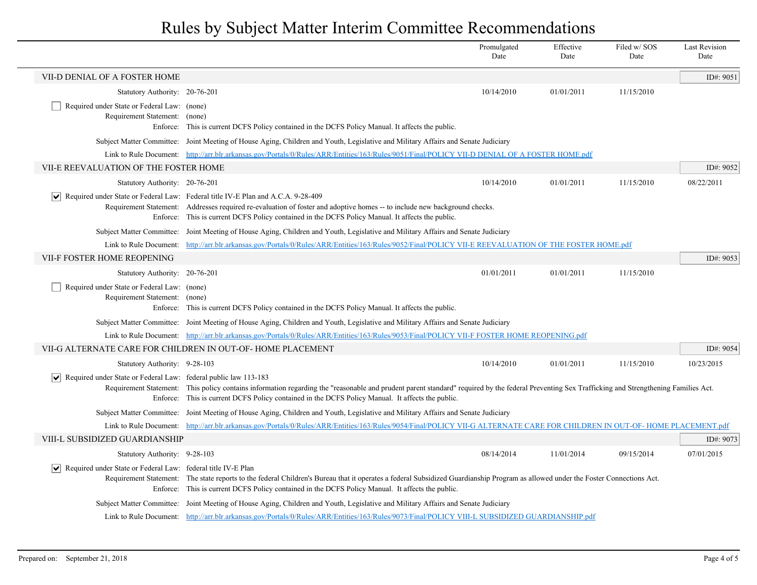# Rules by Subject Matter Interim Committee Recommendations

| | Promulgated Date | Effective Date | Filed w/ SOS Date | Last Revision Date |
|---|---|---|---|---|

## VII-D DENIAL OF A FOSTER HOME

ID#: 9051

| | Promulgated Date | Effective Date | Filed w/ SOS Date | Last Revision Date |
|---|---|---|---|---|
| Statutory Authority: 20-76-201 | 10/14/2010 | 01/01/2011 | 11/15/2010 | |

- [ ] Required under State or Federal Law: (none)

Requirement Statement: (none)

Enforce: This is current DCFS Policy contained in the DCFS Policy Manual. It affects the public.

Subject Matter Committee: Joint Meeting of House Aging, Children and Youth, Legislative and Military Affairs and Senate Judiciary

Link to Rule Document: http://arr.blr.arkansas.gov/Portals/0/Rules/ARR/Entities/163/Rules/9051/Final/POLICY VII-D DENIAL OF A FOSTER HOME.pdf

## VII-E REEVALUATION OF THE FOSTER HOME

ID#: 9052

| | Promulgated Date | Effective Date | Filed w/ SOS Date | Last Revision Date |
|---|---|---|---|---|
| Statutory Authority: 20-76-201 | 10/14/2010 | 01/01/2011 | 11/15/2010 | 08/22/2011 |

- [x] Required under State or Federal Law: Federal title IV-E Plan and A.C.A. 9-28-409

Requirement Statement: Addresses required re-evaluation of foster and adoptive homes -- to include new background checks.

Enforce: This is current DCFS Policy contained in the DCFS Policy Manual. It affects the public.

Subject Matter Committee: Joint Meeting of House Aging, Children and Youth, Legislative and Military Affairs and Senate Judiciary

Link to Rule Document: http://arr.blr.arkansas.gov/Portals/0/Rules/ARR/Entities/163/Rules/9052/Final/POLICY VII-E REEVALUATION OF THE FOSTER HOME.pdf

## VII-F FOSTER HOME REOPENING

ID#: 9053

| | Promulgated Date | Effective Date | Filed w/ SOS Date | Last Revision Date |
|---|---|---|---|---|
| Statutory Authority: 20-76-201 | 01/01/2011 | 01/01/2011 | 11/15/2010 | |

- [ ] Required under State or Federal Law: (none)

Requirement Statement: (none)

Enforce: This is current DCFS Policy contained in the DCFS Policy Manual. It affects the public.

Subject Matter Committee: Joint Meeting of House Aging, Children and Youth, Legislative and Military Affairs and Senate Judiciary

Link to Rule Document: http://arr.blr.arkansas.gov/Portals/0/Rules/ARR/Entities/163/Rules/9053/Final/POLICY VII-F FOSTER HOME REOPENING.pdf

## VII-G ALTERNATE CARE FOR CHILDREN IN OUT-OF- HOME PLACEMENT

ID#: 9054

| | Promulgated Date | Effective Date | Filed w/ SOS Date | Last Revision Date |
|---|---|---|---|---|
| Statutory Authority: 9-28-103 | 10/14/2010 | 01/01/2011 | 11/15/2010 | 10/23/2015 |

- [x] Required under State or Federal Law: federal public law 113-183

Requirement Statement: This policy contains information regarding the "reasonable and prudent parent standard" required by the federal Preventing Sex Trafficking and Strengthening Families Act.

Enforce: This is current DCFS Policy contained in the DCFS Policy Manual. It affects the public.

Subject Matter Committee: Joint Meeting of House Aging, Children and Youth, Legislative and Military Affairs and Senate Judiciary

Link to Rule Document: http://arr.blr.arkansas.gov/Portals/0/Rules/ARR/Entities/163/Rules/9054/Final/POLICY VII-G ALTERNATE CARE FOR CHILDREN IN OUT-OF- HOME PLACEMENT.pdf

## VIII-L SUBSIDIZED GUARDIANSHIP

ID#: 9073

| | Promulgated Date | Effective Date | Filed w/ SOS Date | Last Revision Date |
|---|---|---|---|---|
| Statutory Authority: 9-28-103 | 08/14/2014 | 11/01/2014 | 09/15/2014 | 07/01/2015 |

- [x] Required under State or Federal Law: federal title IV-E Plan

Requirement Statement: The state reports to the federal Children's Bureau that it operates a federal Subsidized Guardianship Program as allowed under the Foster Connections Act.

Enforce: This is current DCFS Policy contained in the DCFS Policy Manual. It affects the public.

Subject Matter Committee: Joint Meeting of House Aging, Children and Youth, Legislative and Military Affairs and Senate Judiciary

Link to Rule Document: http://arr.blr.arkansas.gov/Portals/0/Rules/ARR/Entities/163/Rules/9073/Final/POLICY VIII-L SUBSIDIZED GUARDIANSHIP.pdf

Prepared on: September 21, 2018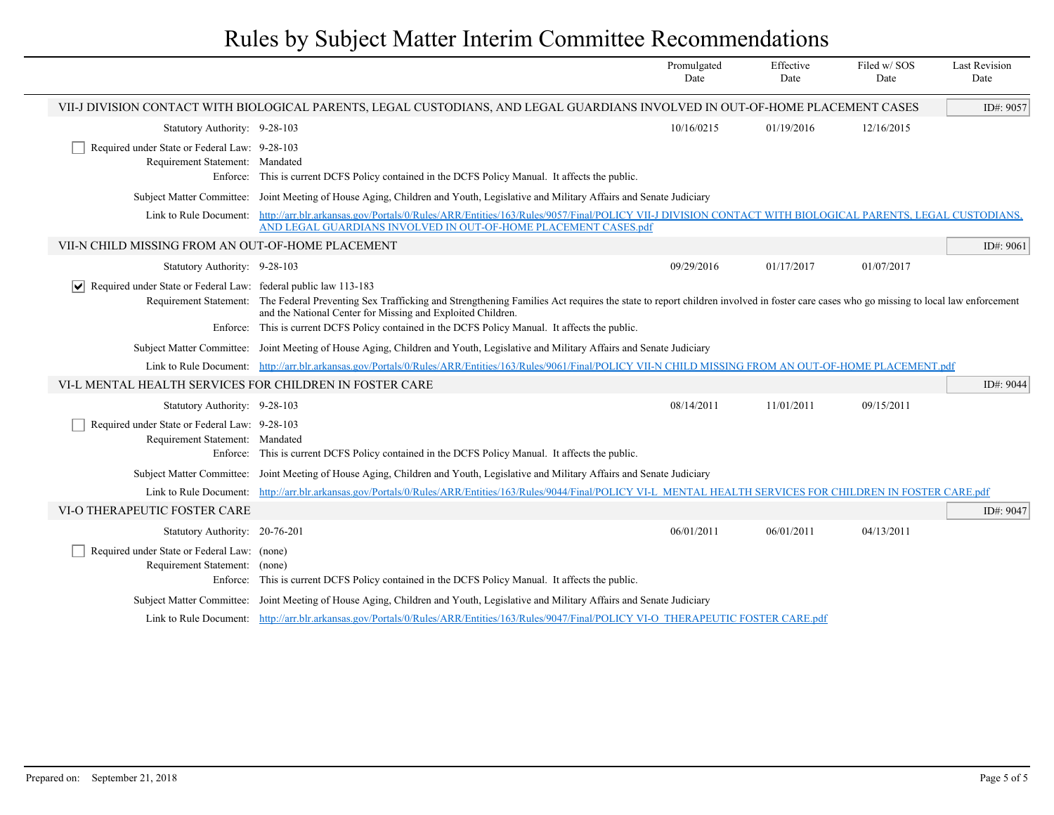# Rules by Subject Matter Interim Committee Recommendations

| | Promulgated Date | Effective Date | Filed w/ SOS Date | Last Revision Date |
|---|---|---|---|---|

## VII-J DIVISION CONTACT WITH BIOLOGICAL PARENTS, LEGAL CUSTODIANS, AND LEGAL GUARDIANS INVOLVED IN OUT-OF-HOME PLACEMENT CASES

ID#: 9057

| | | Promulgated Date | Effective Date | Filed w/ SOS Date | Last Revision Date |
|---|---|---|---|---|---|
| Statutory Authority: | 9-28-103 | 10/16/0215 | 01/19/2016 | 12/16/2015 | |

- [ ] Required under State or Federal Law: 9-28-103

Requirement Statement: Mandated

Enforce: This is current DCFS Policy contained in the DCFS Policy Manual. It affects the public.

Subject Matter Committee: Joint Meeting of House Aging, Children and Youth, Legislative and Military Affairs and Senate Judiciary

Link to Rule Document: http://arr.blr.arkansas.gov/Portals/0/Rules/ARR/Entities/163/Rules/9057/Final/POLICY VII-J DIVISION CONTACT WITH BIOLOGICAL PARENTS, LEGAL CUSTODIANS, AND LEGAL GUARDIANS INVOLVED IN OUT-OF-HOME PLACEMENT CASES.pdf

## VII-N CHILD MISSING FROM AN OUT-OF-HOME PLACEMENT

ID#: 9061

| | | Promulgated Date | Effective Date | Filed w/ SOS Date | Last Revision Date |
|---|---|---|---|---|---|
| Statutory Authority: | 9-28-103 | 09/29/2016 | 01/17/2017 | 01/07/2017 | |

- [x] Required under State or Federal Law: federal public law 113-183

Requirement Statement: The Federal Preventing Sex Trafficking and Strengthening Families Act requires the state to report children involved in foster care cases who go missing to local law enforcement and the National Center for Missing and Exploited Children.

Enforce: This is current DCFS Policy contained in the DCFS Policy Manual. It affects the public.

Subject Matter Committee: Joint Meeting of House Aging, Children and Youth, Legislative and Military Affairs and Senate Judiciary

Link to Rule Document: http://arr.blr.arkansas.gov/Portals/0/Rules/ARR/Entities/163/Rules/9061/Final/POLICY VII-N CHILD MISSING FROM AN OUT-OF-HOME PLACEMENT.pdf

## VI-L MENTAL HEALTH SERVICES FOR CHILDREN IN FOSTER CARE

ID#: 9044

| | | Promulgated Date | Effective Date | Filed w/ SOS Date | Last Revision Date |
|---|---|---|---|---|---|
| Statutory Authority: | 9-28-103 | 08/14/2011 | 11/01/2011 | 09/15/2011 | |

- [ ] Required under State or Federal Law: 9-28-103

Requirement Statement: Mandated

Enforce: This is current DCFS Policy contained in the DCFS Policy Manual. It affects the public.

Subject Matter Committee: Joint Meeting of House Aging, Children and Youth, Legislative and Military Affairs and Senate Judiciary

Link to Rule Document: http://arr.blr.arkansas.gov/Portals/0/Rules/ARR/Entities/163/Rules/9044/Final/POLICY VI-L  MENTAL HEALTH SERVICES FOR CHILDREN IN FOSTER CARE.pdf

## VI-O THERAPEUTIC FOSTER CARE

ID#: 9047

| | | Promulgated Date | Effective Date | Filed w/ SOS Date | Last Revision Date |
|---|---|---|---|---|---|
| Statutory Authority: | 20-76-201 | 06/01/2011 | 06/01/2011 | 04/13/2011 | |

- [ ] Required under State or Federal Law: (none)

Requirement Statement: (none)

Enforce: This is current DCFS Policy contained in the DCFS Policy Manual. It affects the public.

Subject Matter Committee: Joint Meeting of House Aging, Children and Youth, Legislative and Military Affairs and Senate Judiciary

Link to Rule Document: http://arr.blr.arkansas.gov/Portals/0/Rules/ARR/Entities/163/Rules/9047/Final/POLICY VI-O  THERAPEUTIC FOSTER CARE.pdf

Prepared on: September 21, 2018